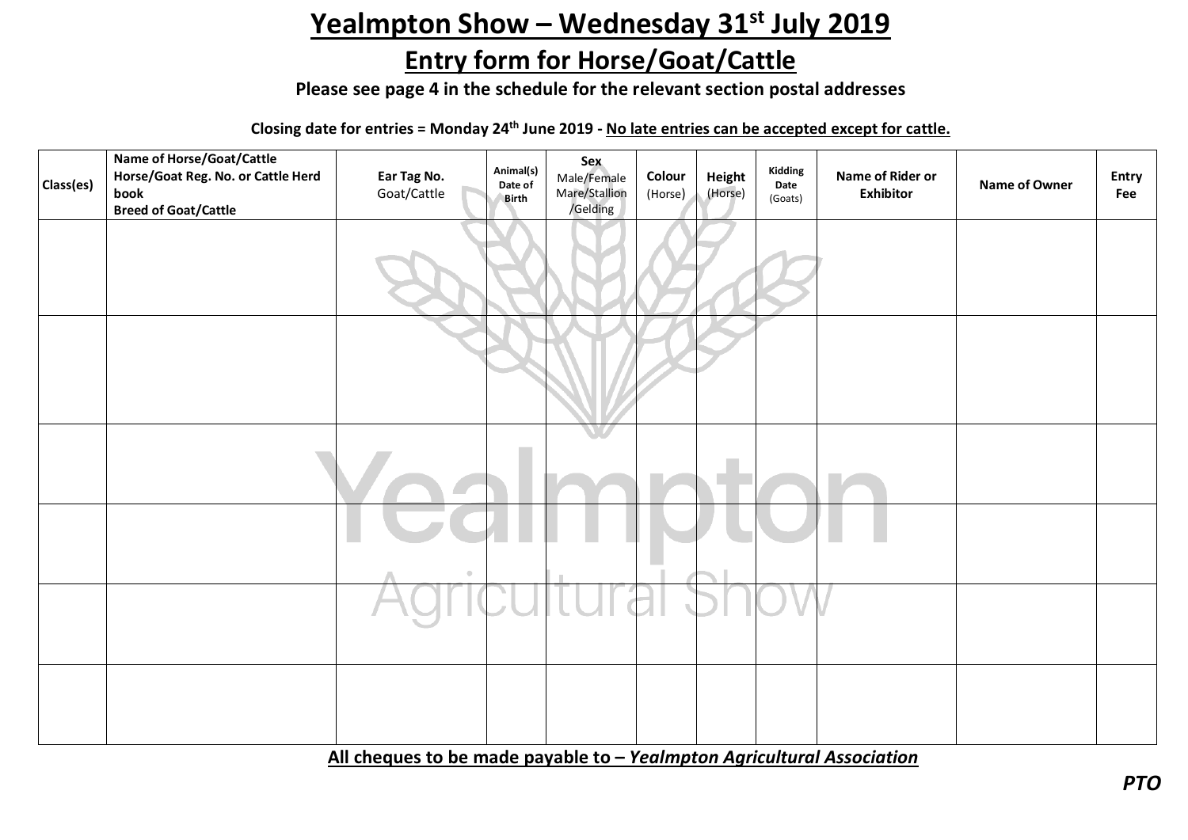# Yealmpton Show – Wednesday 31st July 2019

## Entry form for Horse/Goat/Cattle

**Please see page 4 in the schedule for the relevant section postal addresses**

**Closing date for entries = Monday 24th June 2019 - No late entries can be accepted except for cattle.**

| Class(es) | **Name of Horse/Goat/Cattle**<br>**Horse/Goat Reg. No. or Cattle Herd book**<br>**Breed of Goat/Cattle** | **Ear Tag No.**<br>Goat/Cattle | **Animal(s) Date of Birth** | **Sex**<br>Male/Female<br>Mare/Stallion<br>/Gelding | **Colour**<br>(Horse) | **Height**<br>(Horse) | **Kidding Date**<br>(Goats) | **Name of Rider or Exhibitor** | **Name of Owner** | **Entry Fee** |
|---|---|---|---|---|---|---|---|---|---|---|
| | | | | | | | | | | |
| | | | | | | | | | | |
| | | | | | | | | | | |
| | | | | | | | | | | |
| | | | | | | | | | | |
| | | | | | | | | | | |

**All cheques to be made payable to – *Yealmpton Agricultural Association***

***PTO***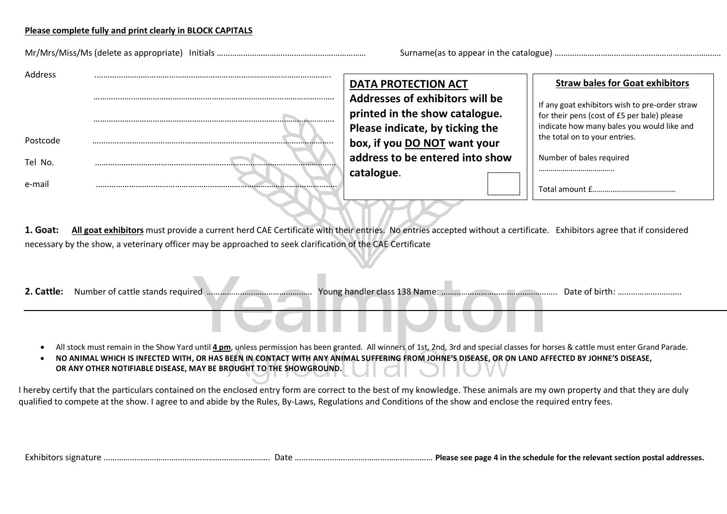**Please complete fully and print clearly in BLOCK CAPITALS**

Mr/Mrs/Miss/Ms (delete as appropriate) Initials ………………………………………………………… Surname(as to appear in the catalogue) ………………………………………………………………

Address ………………………………………………………………………………………………

………………………………………………………………………………………………

………………………………………………………………………………………………

Postcode ………………………………………………………………………………………………

Tel No. ………………………………………………………………………………………………

e-mail ………………………………………………………………………………………………

**DATA PROTECTION ACT**
**Addresses of exhibitors will be printed in the show catalogue. Please indicate, by ticking the box, if you <u>DO NOT</u> want your address to be entered into show catalogue.** ☐

**<u>Straw bales for Goat exhibitors</u>**

If any goat exhibitors wish to pre-order straw for their pens (cost of £5 per bale) please indicate how many bales you would like and the total on to your entries.

Number of bales required ………………………………

Total amount £……………………………………

**1. Goat:** **<u>All goat exhibitors</u>** must provide a current herd CAE Certificate with their entries. No entries accepted without a certificate. Exhibitors agree that if considered necessary by the show, a veterinary officer may be approached to seek clarification of the CAE Certificate

**2. Cattle:** Number of cattle stands required ………………………………………… Young handler class 138 Name: …………………………………………… Date of birth: ……………………….

---

- All stock must remain in the Show Yard until **<u>4 pm</u>**, unless permission has been granted. All winners of 1st, 2nd, 3rd and special classes for horses & cattle must enter Grand Parade.
- **NO ANIMAL WHICH IS INFECTED WITH, OR HAS BEEN IN CONTACT WITH ANY ANIMAL SUFFERING FROM JOHNE'S DISEASE, OR ON LAND AFFECTED BY JOHNE'S DISEASE, OR ANY OTHER NOTIFIABLE DISEASE, MAY BE BROUGHT TO THE SHOWGROUND.**

I hereby certify that the particulars contained on the enclosed entry form are correct to the best of my knowledge. These animals are my own property and that they are duly qualified to compete at the show. I agree to and abide by the Rules, By-Laws, Regulations and Conditions of the show and enclose the required entry fees.

Exhibitors signature ………………………………………………………………. Date ……………………………………………………… **Please see page 4 in the schedule for the relevant section postal addresses.**